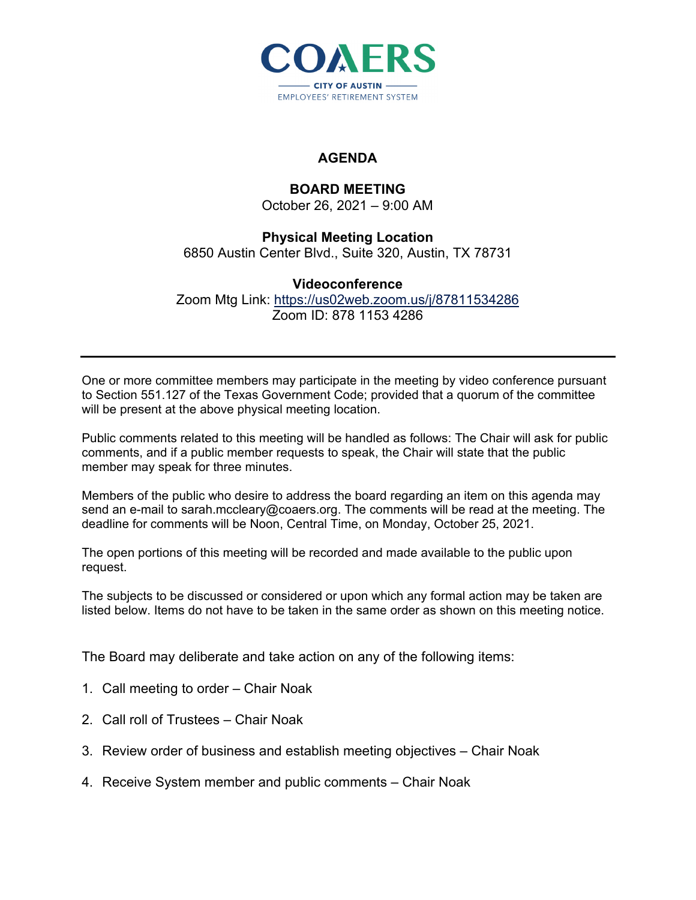COAERS

CITY OF AUSTIN

EMPLOYEES' RETIREMENT SYSTEM

# AGENDA

## BOARD MEETING

October 26, 2021 – 9:00 AM

**Physical Meeting Location**

6850 Austin Center Blvd., Suite 320, Austin, TX 78731

**Videoconference**

Zoom Mtg Link: https://us02web.zoom.us/j/87811534286

Zoom ID: 878 1153 4286

---

One or more committee members may participate in the meeting by video conference pursuant to Section 551.127 of the Texas Government Code; provided that a quorum of the committee will be present at the above physical meeting location.

Public comments related to this meeting will be handled as follows: The Chair will ask for public comments, and if a public member requests to speak, the Chair will state that the public member may speak for three minutes.

Members of the public who desire to address the board regarding an item on this agenda may send an e-mail to sarah.mccleary@coaers.org. The comments will be read at the meeting. The deadline for comments will be Noon, Central Time, on Monday, October 25, 2021.

The open portions of this meeting will be recorded and made available to the public upon request.

The subjects to be discussed or considered or upon which any formal action may be taken are listed below. Items do not have to be taken in the same order as shown on this meeting notice.

The Board may deliberate and take action on any of the following items:

1. Call meeting to order – Chair Noak
2. Call roll of Trustees – Chair Noak
3. Review order of business and establish meeting objectives – Chair Noak
4. Receive System member and public comments – Chair Noak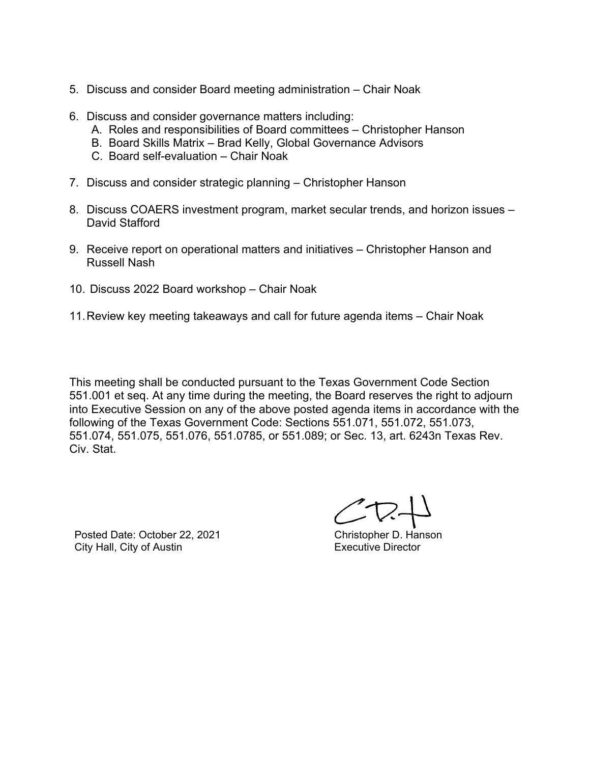5. Discuss and consider Board meeting administration – Chair Noak

6. Discuss and consider governance matters including:
   A. Roles and responsibilities of Board committees – Christopher Hanson
   B. Board Skills Matrix – Brad Kelly, Global Governance Advisors
   C. Board self-evaluation – Chair Noak

7. Discuss and consider strategic planning – Christopher Hanson

8. Discuss COAERS investment program, market secular trends, and horizon issues – David Stafford

9. Receive report on operational matters and initiatives – Christopher Hanson and Russell Nash

10. Discuss 2022 Board workshop – Chair Noak

11. Review key meeting takeaways and call for future agenda items – Chair Noak

This meeting shall be conducted pursuant to the Texas Government Code Section 551.001 et seq. At any time during the meeting, the Board reserves the right to adjourn into Executive Session on any of the above posted agenda items in accordance with the following of the Texas Government Code: Sections 551.071, 551.072, 551.073, 551.074, 551.075, 551.076, 551.0785, or 551.089; or Sec. 13, art. 6243n Texas Rev. Civ. Stat.

Posted Date: October 22, 2021
City Hall, City of Austin

Christopher D. Hanson
Executive Director